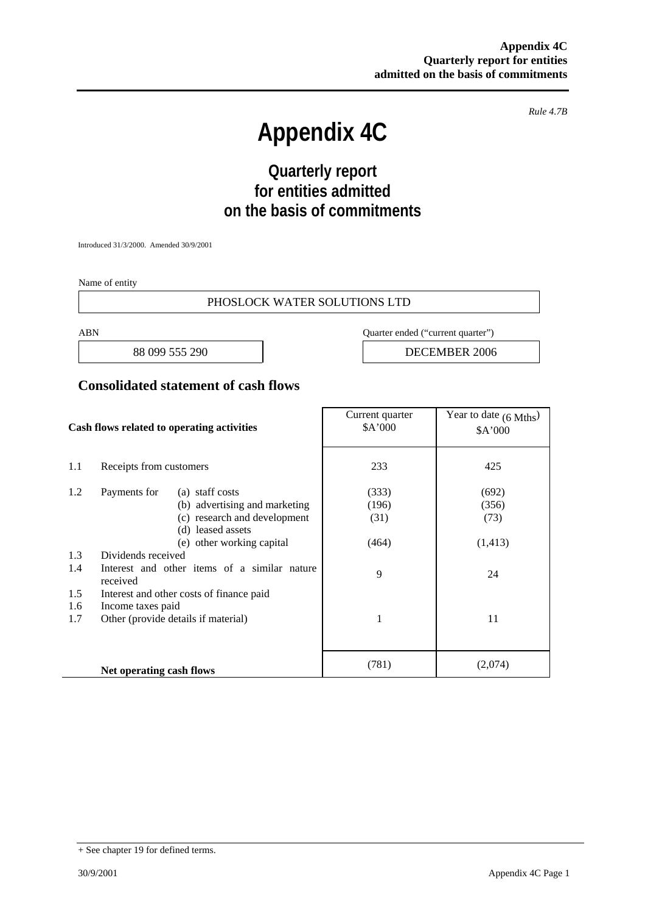*Rule 4.7B*

# Appendix 4C

## Quarterly report for entities admitted on the basis of commitments

Introduced 31/3/2000. Amended 30/9/2001

Name of entity

| PHOSLOCK WATER SOLUTIONS LTD |
|---|

| ABN | Quarter ended ("current quarter") |
|---|---|
| 88 099 555 290 | DECEMBER 2006 |

## Consolidated statement of cash flows

| | Cash flows related to operating activities | | Current quarter $A'000 | Year to date (6 Mths) $A'000 |
|---|---|---|---|---|
| 1.1 | Receipts from customers | | 233 | 425 |
| 1.2 | Payments for | (a) staff costs | (333) | (692) |
| | | (b) advertising and marketing | (196) | (356) |
| | | (c) research and development | (31) | (73) |
| | | (d) leased assets | | |
| | | (e) other working capital | (464) | (1,413) |
| 1.3 | Dividends received | | | |
| 1.4 | Interest and other items of a similar nature received | | 9 | 24 |
| 1.5 | Interest and other costs of finance paid | | | |
| 1.6 | Income taxes paid | | | |
| 1.7 | Other (provide details if material) | | 1 | 11 |
| | **Net operating cash flows** | | (781) | (2,074) |

+ See chapter 19 for defined terms.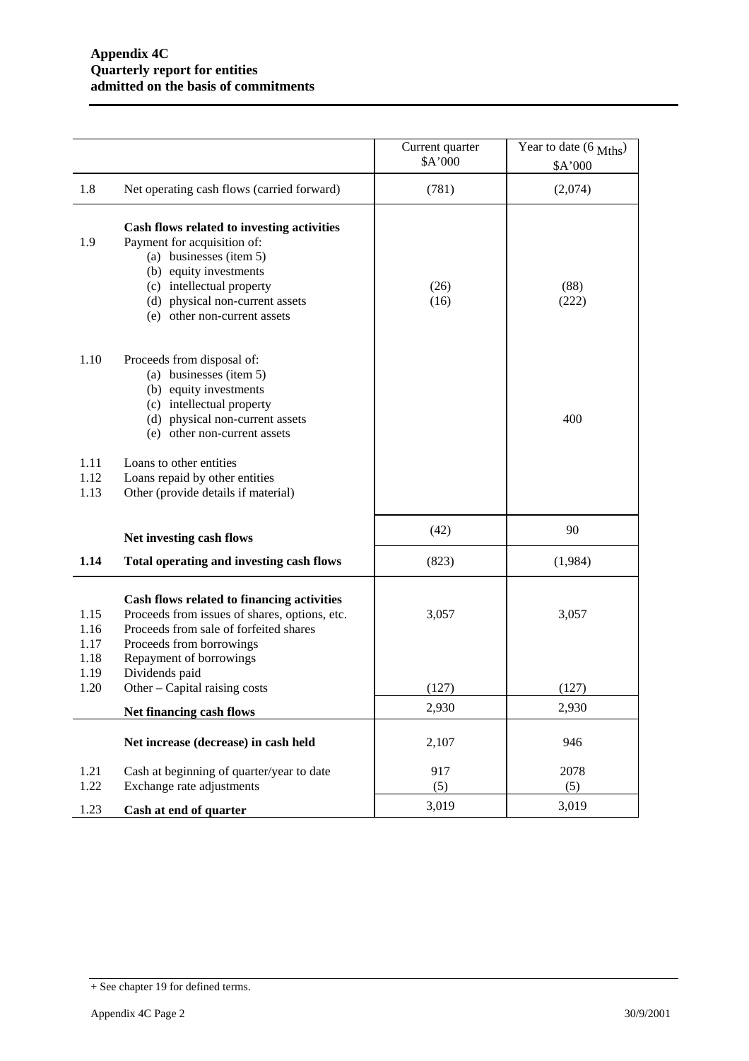**Appendix 4C**
**Quarterly report for entities admitted on the basis of commitments**

| | | Current quarter $A'000 | Year to date (6 Mths) $A'000 |
|---|---|---|---|
| 1.8 | Net operating cash flows (carried forward) | (781) | (2,074) |
| | **Cash flows related to investing activities** | | |
| 1.9 | Payment for acquisition of: | | |
| | (a) businesses (item 5) | | |
| | (b) equity investments | | |
| | (c) intellectual property | (26) | (88) |
| | (d) physical non-current assets | (16) | (222) |
| | (e) other non-current assets | | |
| 1.10 | Proceeds from disposal of: | | |
| | (a) businesses (item 5) | | |
| | (b) equity investments | | |
| | (c) intellectual property | | |
| | (d) physical non-current assets | | 400 |
| | (e) other non-current assets | | |
| 1.11 | Loans to other entities | | |
| 1.12 | Loans repaid by other entities | | |
| 1.13 | Other (provide details if material) | | |
| | **Net investing cash flows** | (42) | 90 |
| **1.14** | **Total operating and investing cash flows** | (823) | (1,984) |
| | **Cash flows related to financing activities** | | |
| 1.15 | Proceeds from issues of shares, options, etc. | 3,057 | 3,057 |
| 1.16 | Proceeds from sale of forfeited shares | | |
| 1.17 | Proceeds from borrowings | | |
| 1.18 | Repayment of borrowings | | |
| 1.19 | Dividends paid | | |
| 1.20 | Other – Capital raising costs | (127) | (127) |
| | **Net financing cash flows** | 2,930 | 2,930 |
| | **Net increase (decrease) in cash held** | 2,107 | 946 |
| 1.21 | Cash at beginning of quarter/year to date | 917 | 2078 |
| 1.22 | Exchange rate adjustments | (5) | (5) |
| 1.23 | **Cash at end of quarter** | 3,019 | 3,019 |

+ See chapter 19 for defined terms.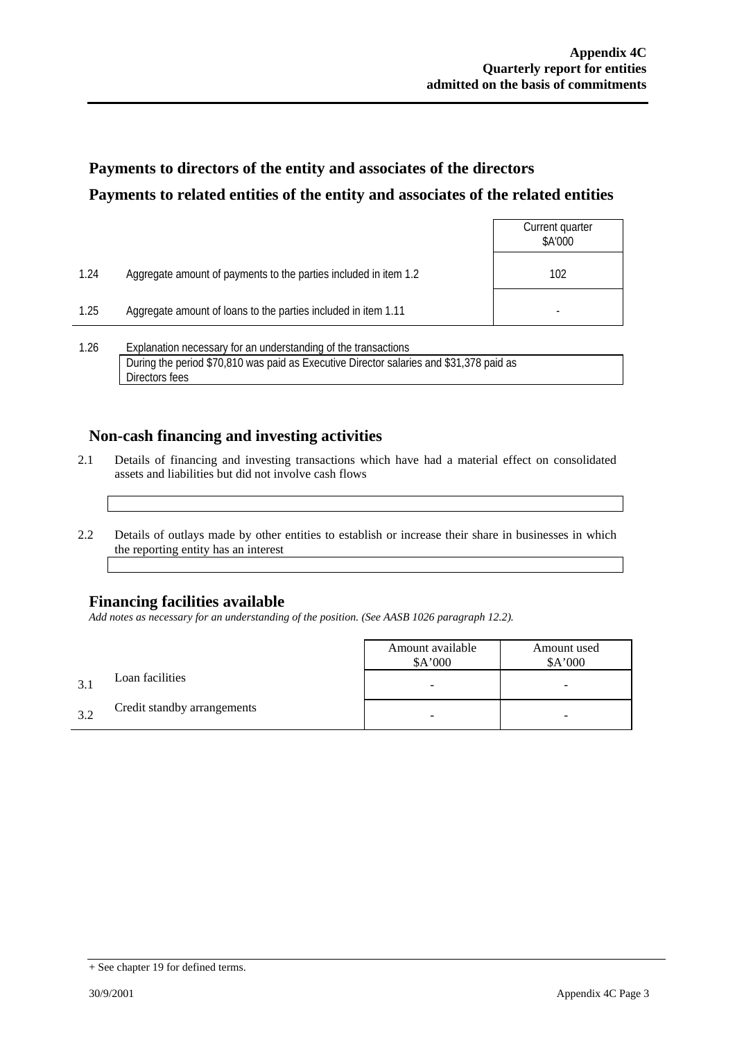## Payments to directors of the entity and associates of the directors

## Payments to related entities of the entity and associates of the related entities

| | | Current quarter $A'000 |
|---|---|---|
| 1.24 | Aggregate amount of payments to the parties included in item 1.2 | 102 |
| 1.25 | Aggregate amount of loans to the parties included in item 1.11 | - |

1.26 Explanation necessary for an understanding of the transactions

During the period $70,810 was paid as Executive Director salaries and $31,378 paid as Directors fees

## Non-cash financing and investing activities

2.1 Details of financing and investing transactions which have had a material effect on consolidated assets and liabilities but did not involve cash flows

2.2 Details of outlays made by other entities to establish or increase their share in businesses in which the reporting entity has an interest

## Financing facilities available

*Add notes as necessary for an understanding of the position. (See AASB 1026 paragraph 12.2).*

| | | Amount available $A'000 | Amount used $A'000 |
|---|---|---|---|
| 3.1 | Loan facilities | - | - |
| 3.2 | Credit standby arrangements | - | - |

+ See chapter 19 for defined terms.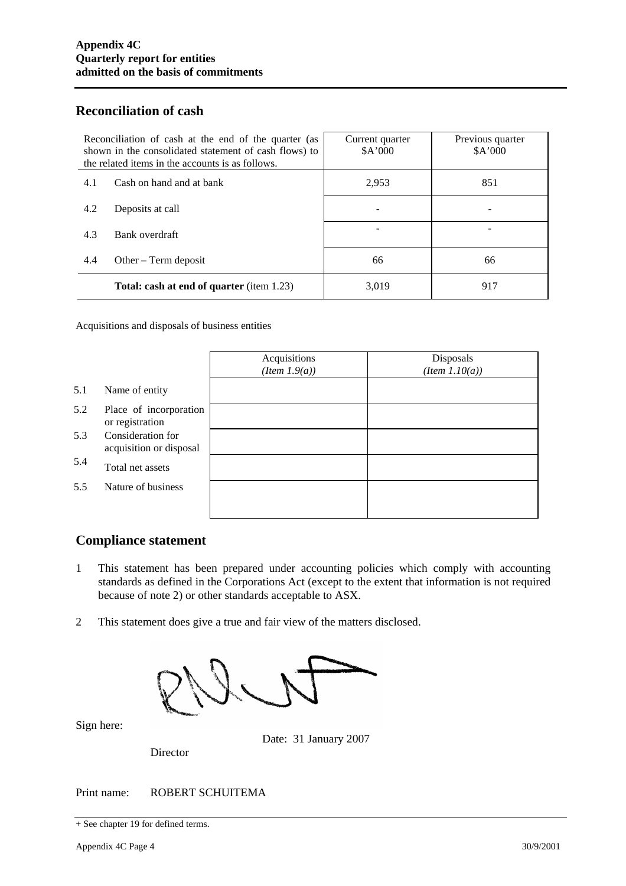**Appendix 4C**
**Quarterly report for entities admitted on the basis of commitments**

## Reconciliation of cash

| Reconciliation of cash at the end of the quarter (as shown in the consolidated statement of cash flows) to the related items in the accounts is as follows. | | Current quarter $A'000 | Previous quarter $A'000 |
|---|---|---|---|
| 4.1 | Cash on hand and at bank | 2,953 | 851 |
| 4.2 | Deposits at call | - | - |
| 4.3 | Bank overdraft | - | - |
| 4.4 | Other – Term deposit | 66 | 66 |
| | **Total: cash at end of quarter** (item 1.23) | 3,019 | 917 |

Acquisitions and disposals of business entities

| | | Acquisitions *(Item 1.9(a))* | Disposals *(Item 1.10(a))* |
|---|---|---|---|
| 5.1 | Name of entity | | |
| 5.2 | Place of incorporation or registration | | |
| 5.3 | Consideration for acquisition or disposal | | |
| 5.4 | Total net assets | | |
| 5.5 | Nature of business | | |

## Compliance statement

1 This statement has been prepared under accounting policies which comply with accounting standards as defined in the Corporations Act (except to the extent that information is not required because of note 2) or other standards acceptable to ASX.

2 This statement does give a true and fair view of the matters disclosed.

Sign here: Director

Date: 31 January 2007

Print name: ROBERT SCHUITEMA

+ See chapter 19 for defined terms.